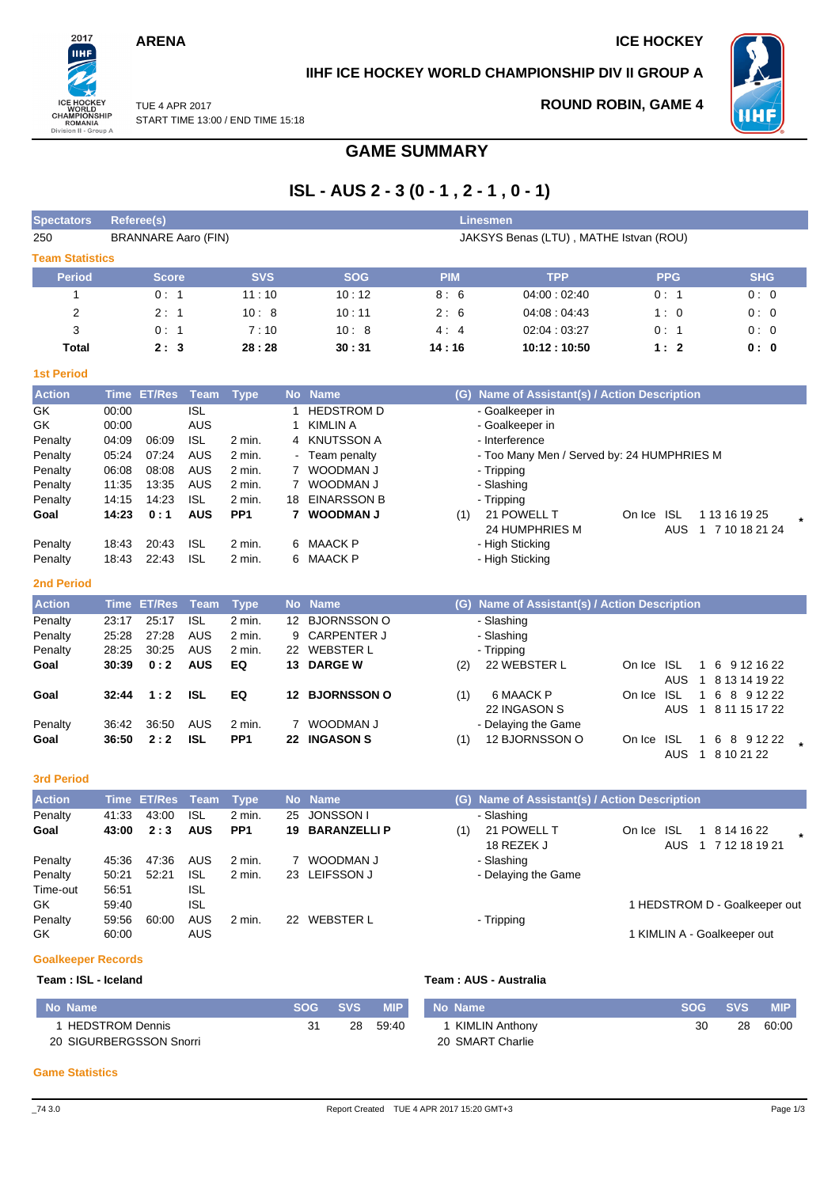ARENA

ICE HOCKEY

## IIHF ICE HOCKEY WORLD CHAMPIONSHIP DIV II GROUP A

TUE 4 APR 2017
START TIME 13:00 / END TIME 15:18

ROUND ROBIN, GAME 4

# GAME SUMMARY

## ISL - AUS 2 - 3 (0 - 1 , 2 - 1 , 0 - 1)

| Spectators | Referee(s) | Linesmen |
|---|---|---|
| 250 | BRANNARE Aaro (FIN) | JAKSYS Benas (LTU) , MATHE Istvan (ROU) |

### Team Statistics

| Period | Score | SVS | SOG | PIM | TPP | PPG | SHG |
|---|---|---|---|---|---|---|---|
| 1 | 0 : 1 | 11 : 10 | 10 : 12 | 8 : 6 | 04:00 : 02:40 | 0 : 1 | 0 : 0 |
| 2 | 2 : 1 | 10 : 8 | 10 : 11 | 2 : 6 | 04:08 : 04:43 | 1 : 0 | 0 : 0 |
| 3 | 0 : 1 | 7 : 10 | 10 : 8 | 4 : 4 | 02:04 : 03:27 | 0 : 1 | 0 : 0 |
| **Total** | **2 : 3** | **28 : 28** | **30 : 31** | **14 : 16** | **10:12 : 10:50** | **1 : 2** | **0 : 0** |

### 1st Period

| Action | Time | ET/Res | Team | Type | No | Name | (G) | Name of Assistant(s) / Action Description | | | |
|---|---|---|---|---|---|---|---|---|---|---|---|
| GK | 00:00 | | ISL | | 1 | HEDSTROM D | | - Goalkeeper in | | | |
| GK | 00:00 | | AUS | | 1 | KIMLIN A | | - Goalkeeper in | | | |
| Penalty | 04:09 | 06:09 | ISL | 2 min. | 4 | KNUTSSON A | | - Interference | | | |
| Penalty | 05:24 | 07:24 | AUS | 2 min. | - | Team penalty | | - Too Many Men / Served by: 24 HUMPHRIES M | | | |
| Penalty | 06:08 | 08:08 | AUS | 2 min. | 7 | WOODMAN J | | - Tripping | | | |
| Penalty | 11:35 | 13:35 | AUS | 2 min. | 7 | WOODMAN J | | - Slashing | | | |
| Penalty | 14:15 | 14:23 | ISL | 2 min. | 18 | EINARSSON B | | - Tripping | | | |
| **Goal** | **14:23** | **0 : 1** | **AUS** | **PP1** | **7** | **WOODMAN J** | (1) | 21 POWELL T<br>24 HUMPHRIES M | On Ice | ISL<br>AUS | 1 13 16 19 25<br>1 7 10 18 21 24 * |
| Penalty | 18:43 | 20:43 | ISL | 2 min. | 6 | MAACK P | | - High Sticking | | | |
| Penalty | 18:43 | 22:43 | ISL | 2 min. | 6 | MAACK P | | - High Sticking | | | |

### 2nd Period

| Action | Time | ET/Res | Team | Type | No | Name | (G) | Name of Assistant(s) / Action Description | | | |
|---|---|---|---|---|---|---|---|---|---|---|---|
| Penalty | 23:17 | 25:17 | ISL | 2 min. | 12 | BJORNSSON O | | - Slashing | | | |
| Penalty | 25:28 | 27:28 | AUS | 2 min. | 9 | CARPENTER J | | - Slashing | | | |
| Penalty | 28:25 | 30:25 | AUS | 2 min. | 22 | WEBSTER L | | - Tripping | | | |
| **Goal** | **30:39** | **0 : 2** | **AUS** | **EQ** | **13** | **DARGE W** | (2) | 22 WEBSTER L | On Ice | ISL<br>AUS | 1 6 9 12 16 22<br>1 8 13 14 19 22 |
| **Goal** | **32:44** | **1 : 2** | **ISL** | **EQ** | **12** | **BJORNSSON O** | (1) | 6 MAACK P<br>22 INGASON S | On Ice | ISL<br>AUS | 1 6 8 9 12 22<br>1 8 11 15 17 22 |
| Penalty | 36:42 | 36:50 | AUS | 2 min. | 7 | WOODMAN J | | - Delaying the Game | | | |
| **Goal** | **36:50** | **2 : 2** | **ISL** | **PP1** | **22** | **INGASON S** | (1) | 12 BJORNSSON O | On Ice | ISL<br>AUS | 1 6 8 9 12 22<br>1 8 10 21 22 * |

### 3rd Period

| Action | Time | ET/Res | Team | Type | No | Name | (G) | Name of Assistant(s) / Action Description | | | |
|---|---|---|---|---|---|---|---|---|---|---|---|
| Penalty | 41:33 | 43:00 | ISL | 2 min. | 25 | JONSSON I | | - Slashing | | | |
| **Goal** | **43:00** | **2 : 3** | **AUS** | **PP1** | **19** | **BARANZELLI P** | (1) | 21 POWELL T<br>18 REZEK J | On Ice | ISL<br>AUS | 1 8 14 16 22<br>1 7 12 18 19 21 * |
| Penalty | 45:36 | 47:36 | AUS | 2 min. | 7 | WOODMAN J | | - Slashing | | | |
| Penalty | 50:21 | 52:21 | ISL | 2 min. | 23 | LEIFSSON J | | - Delaying the Game | | | |
| Time-out | 56:51 | | ISL | | | | | | | | |
| GK | 59:40 | | ISL | | | | | 1 HEDSTROM D - Goalkeeper out | | | |
| Penalty | 59:56 | 60:00 | AUS | 2 min. | 22 | WEBSTER L | | - Tripping | | | |
| GK | 60:00 | | AUS | | | | | 1 KIMLIN A - Goalkeeper out | | | |

### Goalkeeper Records

**Team : ISL - Iceland**

| No | Name | SOG | SVS | MIP |
|---|---|---|---|---|
| 1 | HEDSTROM Dennis | 31 | 28 | 59:40 |
| 20 | SIGURBERGSSON Snorri | | | |

**Team : AUS - Australia**

| No | Name | SOG | SVS | MIP |
|---|---|---|---|---|
| 1 | KIMLIN Anthony | 30 | 28 | 60:00 |
| 20 | SMART Charlie | | | |

### Game Statistics

_74 3.0 Report Created TUE 4 APR 2017 15:20 GMT+3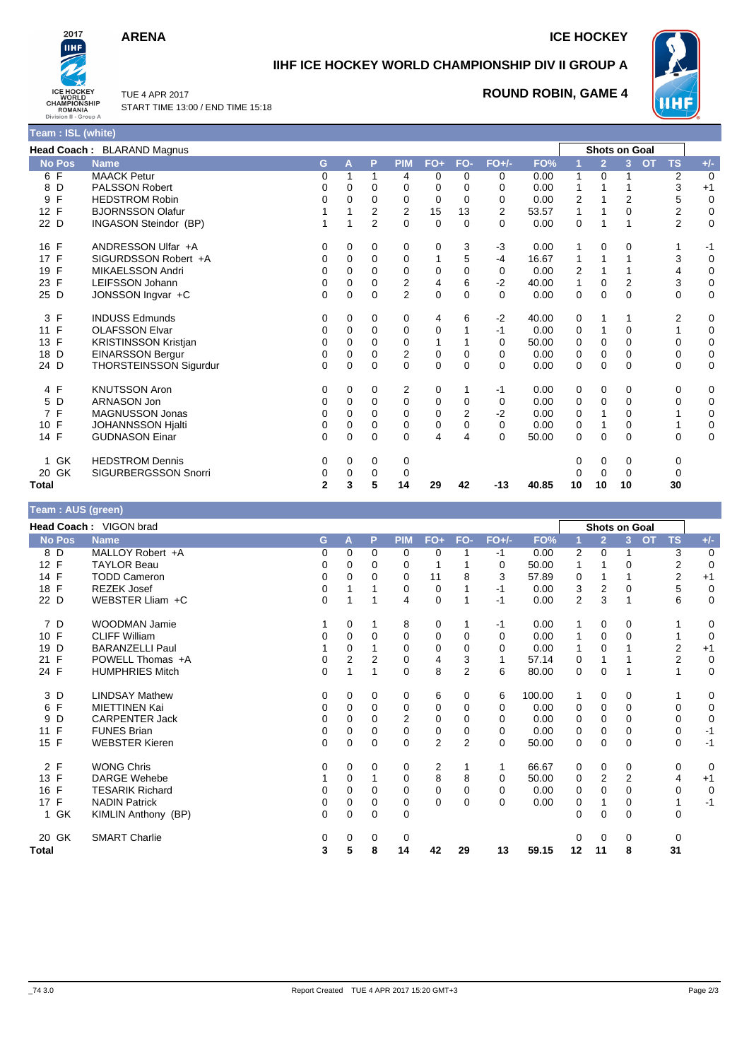**ARENA** **ICE HOCKEY**

## IIHF ICE HOCKEY WORLD CHAMPIONSHIP DIV II GROUP A

TUE 4 APR 2017
START TIME 13:00 / END TIME 15:18

**ROUND ROBIN, GAME 4**

### Team : ISL (white)

**Head Coach :** BLARAND Magnus

| No | Pos | Name | G | A | P | PIM | FO+ | FO- | FO+/- | FO% | Shots on Goal 1 | 2 | 3 | OT | TS | +/- |
|---|---|---|---|---|---|---|---|---|---|---|---|---|---|---|---|---|
| 6 | F | MAACK Petur | 0 | 1 | 1 | 4 | 0 | 0 | 0 | 0.00 | 1 | 0 | 1 | | 2 | 0 |
| 8 | D | PALSSON Robert | 0 | 0 | 0 | 0 | 0 | 0 | 0 | 0.00 | 1 | 1 | 1 | | 3 | +1 |
| 9 | F | HEDSTROM Robin | 0 | 0 | 0 | 0 | 0 | 0 | 0 | 0.00 | 2 | 1 | 2 | | 5 | 0 |
| 12 | F | BJORNSSON Olafur | 1 | 1 | 2 | 2 | 15 | 13 | 2 | 53.57 | 1 | 1 | 0 | | 2 | 0 |
| 22 | D | INGASON Steindor (BP) | 1 | 1 | 2 | 0 | 0 | 0 | 0 | 0.00 | 0 | 1 | 1 | | 2 | 0 |
| 16 | F | ANDRESSON Ulfar +A | 0 | 0 | 0 | 0 | 0 | 3 | -3 | 0.00 | 1 | 0 | 0 | | 1 | -1 |
| 17 | F | SIGURDSSON Robert +A | 0 | 0 | 0 | 0 | 1 | 5 | -4 | 16.67 | 1 | 1 | 1 | | 3 | 0 |
| 19 | F | MIKAELSSON Andri | 0 | 0 | 0 | 0 | 0 | 0 | 0 | 0.00 | 2 | 1 | 1 | | 4 | 0 |
| 23 | F | LEIFSSON Johann | 0 | 0 | 0 | 2 | 4 | 6 | -2 | 40.00 | 1 | 0 | 2 | | 3 | 0 |
| 25 | D | JONSSON Ingvar +C | 0 | 0 | 0 | 2 | 0 | 0 | 0 | 0.00 | 0 | 0 | 0 | | 0 | 0 |
| 3 | F | INDUSS Edmunds | 0 | 0 | 0 | 0 | 4 | 6 | -2 | 40.00 | 0 | 1 | 1 | | 2 | 0 |
| 11 | F | OLAFSSON Elvar | 0 | 0 | 0 | 0 | 0 | 1 | -1 | 0.00 | 0 | 1 | 0 | | 1 | 0 |
| 13 | F | KRISTINSSON Kristjan | 0 | 0 | 0 | 0 | 1 | 1 | 0 | 50.00 | 0 | 0 | 0 | | 0 | 0 |
| 18 | D | EINARSSON Bergur | 0 | 0 | 0 | 2 | 0 | 0 | 0 | 0.00 | 0 | 0 | 0 | | 0 | 0 |
| 24 | D | THORSTEINSSON Sigurdur | 0 | 0 | 0 | 0 | 0 | 0 | 0 | 0.00 | 0 | 0 | 0 | | 0 | 0 |
| 4 | F | KNUTSSON Aron | 0 | 0 | 0 | 2 | 0 | 1 | -1 | 0.00 | 0 | 0 | 0 | | 0 | 0 |
| 5 | D | ARNASON Jon | 0 | 0 | 0 | 0 | 0 | 0 | 0 | 0.00 | 0 | 0 | 0 | | 0 | 0 |
| 7 | F | MAGNUSSON Jonas | 0 | 0 | 0 | 0 | 0 | 2 | -2 | 0.00 | 0 | 1 | 0 | | 1 | 0 |
| 10 | F | JOHANNSSON Hjalti | 0 | 0 | 0 | 0 | 0 | 0 | 0 | 0.00 | 0 | 1 | 0 | | 1 | 0 |
| 14 | F | GUDNASON Einar | 0 | 0 | 0 | 0 | 4 | 4 | 0 | 50.00 | 0 | 0 | 0 | | 0 | 0 |
| 1 | GK | HEDSTROM Dennis | 0 | 0 | 0 | 0 | | | | | 0 | 0 | 0 | | 0 | |
| 20 | GK | SIGURBERGSSON Snorri | 0 | 0 | 0 | 0 | | | | | 0 | 0 | 0 | | 0 | |
| **Total** | | | **2** | **3** | **5** | **14** | **29** | **42** | **-13** | **40.85** | **10** | **10** | **10** | | **30** | |

### Team : AUS (green)

**Head Coach :** VIGON brad

| No | Pos | Name | G | A | P | PIM | FO+ | FO- | FO+/- | FO% | Shots on Goal 1 | 2 | 3 | OT | TS | +/- |
|---|---|---|---|---|---|---|---|---|---|---|---|---|---|---|---|---|
| 8 | D | MALLOY Robert +A | 0 | 0 | 0 | 0 | 0 | 1 | -1 | 0.00 | 2 | 0 | 1 | | 3 | 0 |
| 12 | F | TAYLOR Beau | 0 | 0 | 0 | 0 | 1 | 1 | 0 | 50.00 | 1 | 1 | 0 | | 2 | 0 |
| 14 | F | TODD Cameron | 0 | 0 | 0 | 0 | 11 | 8 | 3 | 57.89 | 0 | 1 | 1 | | 2 | +1 |
| 18 | F | REZEK Josef | 0 | 1 | 1 | 0 | 0 | 1 | -1 | 0.00 | 3 | 2 | 0 | | 5 | 0 |
| 22 | D | WEBSTER Lliam +C | 0 | 1 | 1 | 4 | 0 | 1 | -1 | 0.00 | 2 | 3 | 1 | | 6 | 0 |
| 7 | D | WOODMAN Jamie | 1 | 0 | 1 | 8 | 0 | 1 | -1 | 0.00 | 1 | 0 | 0 | | 1 | 0 |
| 10 | F | CLIFF William | 0 | 0 | 0 | 0 | 0 | 0 | 0 | 0.00 | 1 | 0 | 0 | | 1 | 0 |
| 19 | D | BARANZELLI Paul | 1 | 0 | 1 | 0 | 0 | 0 | 0 | 0.00 | 1 | 0 | 1 | | 2 | +1 |
| 21 | F | POWELL Thomas +A | 0 | 2 | 2 | 0 | 4 | 3 | 1 | 57.14 | 0 | 1 | 1 | | 2 | 0 |
| 24 | F | HUMPHRIES Mitch | 0 | 1 | 1 | 0 | 8 | 2 | 6 | 80.00 | 0 | 0 | 1 | | 1 | 0 |
| 3 | D | LINDSAY Mathew | 0 | 0 | 0 | 0 | 6 | 0 | 6 | 100.00 | 1 | 0 | 0 | | 1 | 0 |
| 6 | F | MIETTINEN Kai | 0 | 0 | 0 | 0 | 0 | 0 | 0 | 0.00 | 0 | 0 | 0 | | 0 | 0 |
| 9 | D | CARPENTER Jack | 0 | 0 | 0 | 2 | 0 | 0 | 0 | 0.00 | 0 | 0 | 0 | | 0 | 0 |
| 11 | F | FUNES Brian | 0 | 0 | 0 | 0 | 0 | 0 | 0 | 0.00 | 0 | 0 | 0 | | 0 | -1 |
| 15 | F | WEBSTER Kieren | 0 | 0 | 0 | 0 | 2 | 2 | 0 | 50.00 | 0 | 0 | 0 | | 0 | -1 |
| 2 | F | WONG Chris | 0 | 0 | 0 | 0 | 2 | 1 | 1 | 66.67 | 0 | 0 | 0 | | 0 | 0 |
| 13 | F | DARGE Wehebe | 1 | 0 | 1 | 0 | 8 | 8 | 0 | 50.00 | 0 | 2 | 2 | | 4 | +1 |
| 16 | F | TESARIK Richard | 0 | 0 | 0 | 0 | 0 | 0 | 0 | 0.00 | 0 | 0 | 0 | | 0 | 0 |
| 17 | F | NADIN Patrick | 0 | 0 | 0 | 0 | 0 | 0 | 0 | 0.00 | 0 | 1 | 0 | | 1 | -1 |
| 1 | GK | KIMLIN Anthony (BP) | 0 | 0 | 0 | 0 | | | | | 0 | 0 | 0 | | 0 | |
| 20 | GK | SMART Charlie | 0 | 0 | 0 | 0 | | | | | 0 | 0 | 0 | | 0 | |
| **Total** | | | **3** | **5** | **8** | **14** | **42** | **29** | **13** | **59.15** | **12** | **11** | **8** | | **31** | |

_74 3.0 Report Created TUE 4 APR 2017 15:20 GMT+3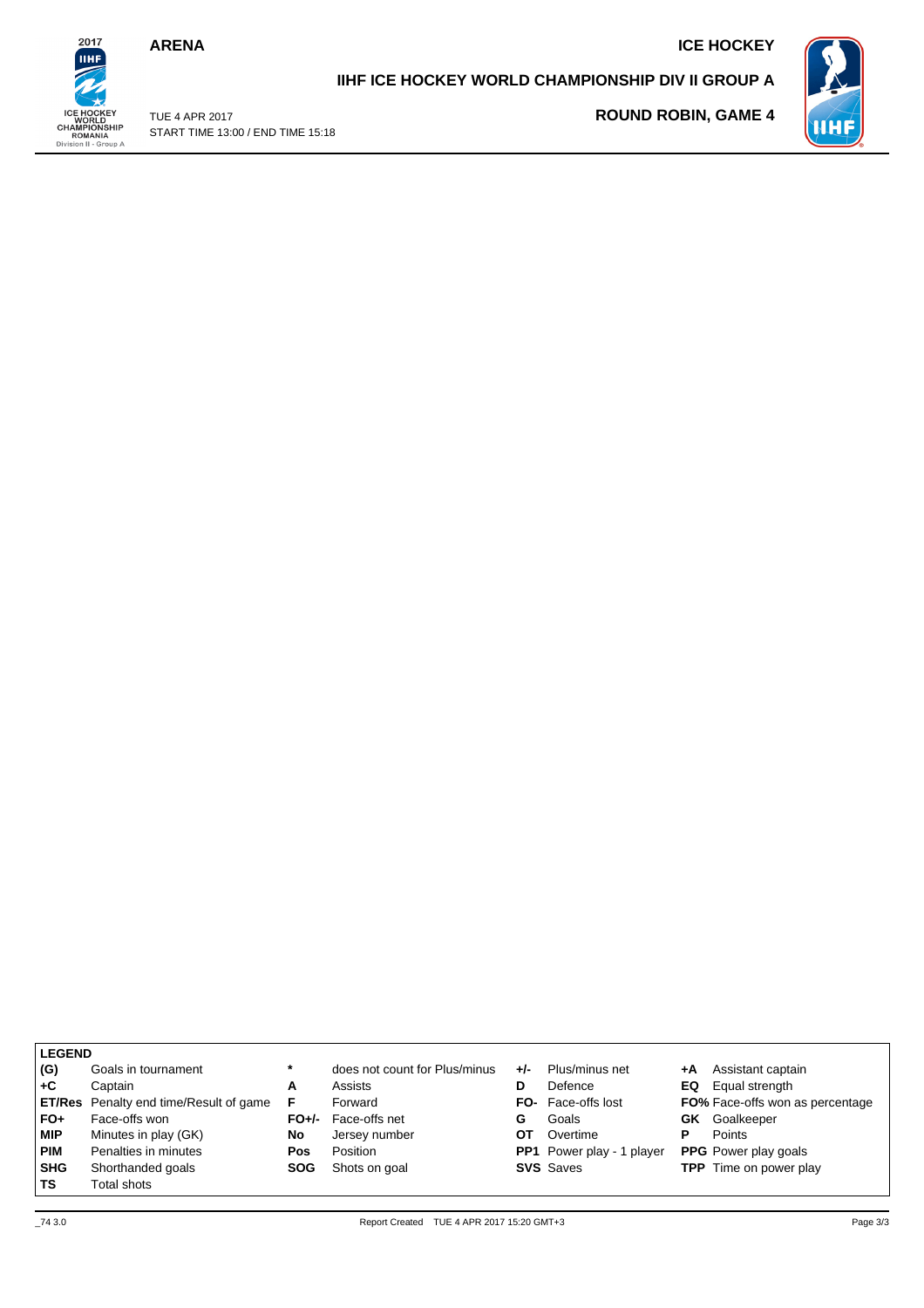# IIHF ICE HOCKEY WORLD CHAMPIONSHIP DIV II GROUP A

**ARENA** — **ICE HOCKEY**

TUE 4 APR 2017
START TIME 13:00 / END TIME 15:18

**ROUND ROBIN, GAME 4**

**LEGEND**

| | | | | | | | |
|---|---|---|---|---|---|---|---|
| **(G)** Goals in tournament | **\*** does not count for Plus/minus | **+/-** Plus/minus net | **+A** Assistant captain |
| **+C** Captain | **A** Assists | **D** Defence | **EQ** Equal strength |
| **ET/Res** Penalty end time/Result of game | **F** Forward | **FO-** Face-offs lost | **FO%** Face-offs won as percentage |
| **FO+** Face-offs won | **FO+/-** Face-offs net | **G** Goals | **GK** Goalkeeper |
| **MIP** Minutes in play (GK) | **No** Jersey number | **OT** Overtime | **P** Points |
| **PIM** Penalties in minutes | **Pos** Position | **PP1** Power play - 1 player | **PPG** Power play goals |
| **SHG** Shorthanded goals | **SOG** Shots on goal | **SVS** Saves | **TPP** Time on power play |
| **TS** Total shots | | | |

_74 3.0 Report Created TUE 4 APR 2017 15:20 GMT+3